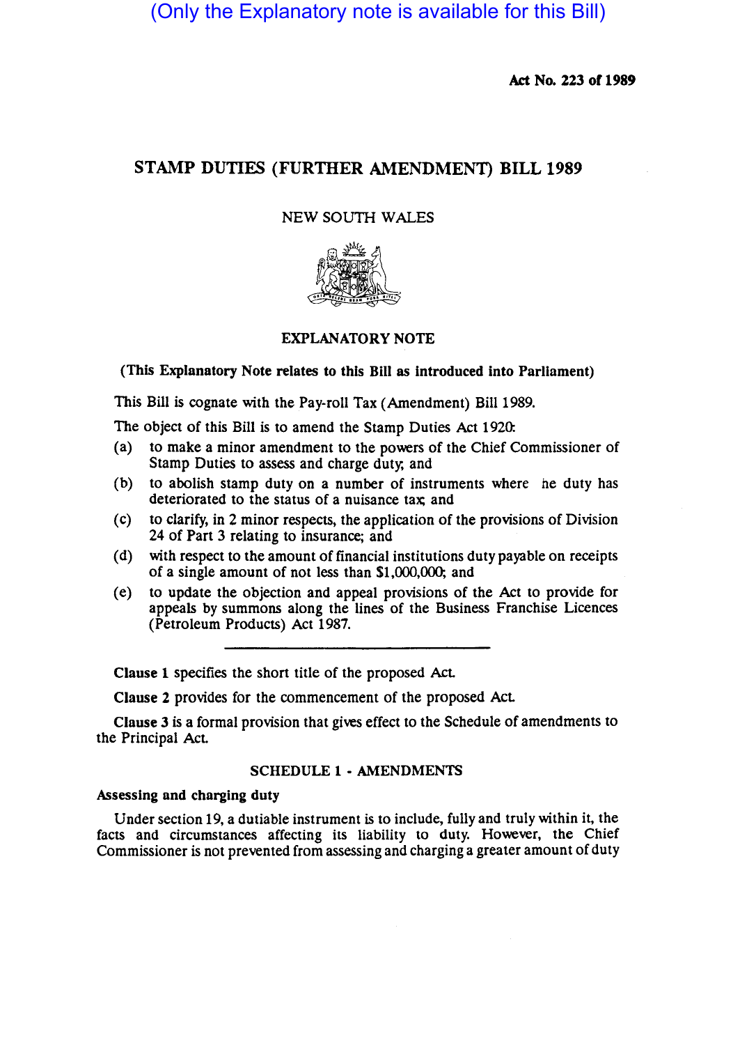(Only the Explanatory note is available for this Bill)

**Act No. 223 of 1989**

# STAMP DUTIES (FURTHER AMENDMENT) BILL 1989

NEW SOUTH WALES

## EXPLANATORY NOTE

**(This Explanatory Note relates to this Bill as introduced into Parliament)**

This Bill is cognate with the Pay-roll Tax (Amendment) Bill 1989.

The object of this Bill is to amend the Stamp Duties Act 1920:

(a) to make a minor amendment to the powers of the Chief Commissioner of Stamp Duties to assess and charge duty; and

(b) to abolish stamp duty on a number of instruments where he duty has deteriorated to the status of a nuisance tax; and

(c) to clarify, in 2 minor respects, the application of the provisions of Division 24 of Part 3 relating to insurance; and

(d) with respect to the amount of financial institutions duty payable on receipts of a single amount of not less than $1,000,000; and

(e) to update the objection and appeal provisions of the Act to provide for appeals by summons along the lines of the Business Franchise Licences (Petroleum Products) Act 1987.

---

**Clause 1** specifies the short title of the proposed Act.

**Clause 2** provides for the commencement of the proposed Act.

**Clause 3** is a formal provision that gives effect to the Schedule of amendments to the Principal Act.

### SCHEDULE 1 - AMENDMENTS

**Assessing and charging duty**

Under section 19, a dutiable instrument is to include, fully and truly within it, the facts and circumstances affecting its liability to duty. However, the Chief Commissioner is not prevented from assessing and charging a greater amount of duty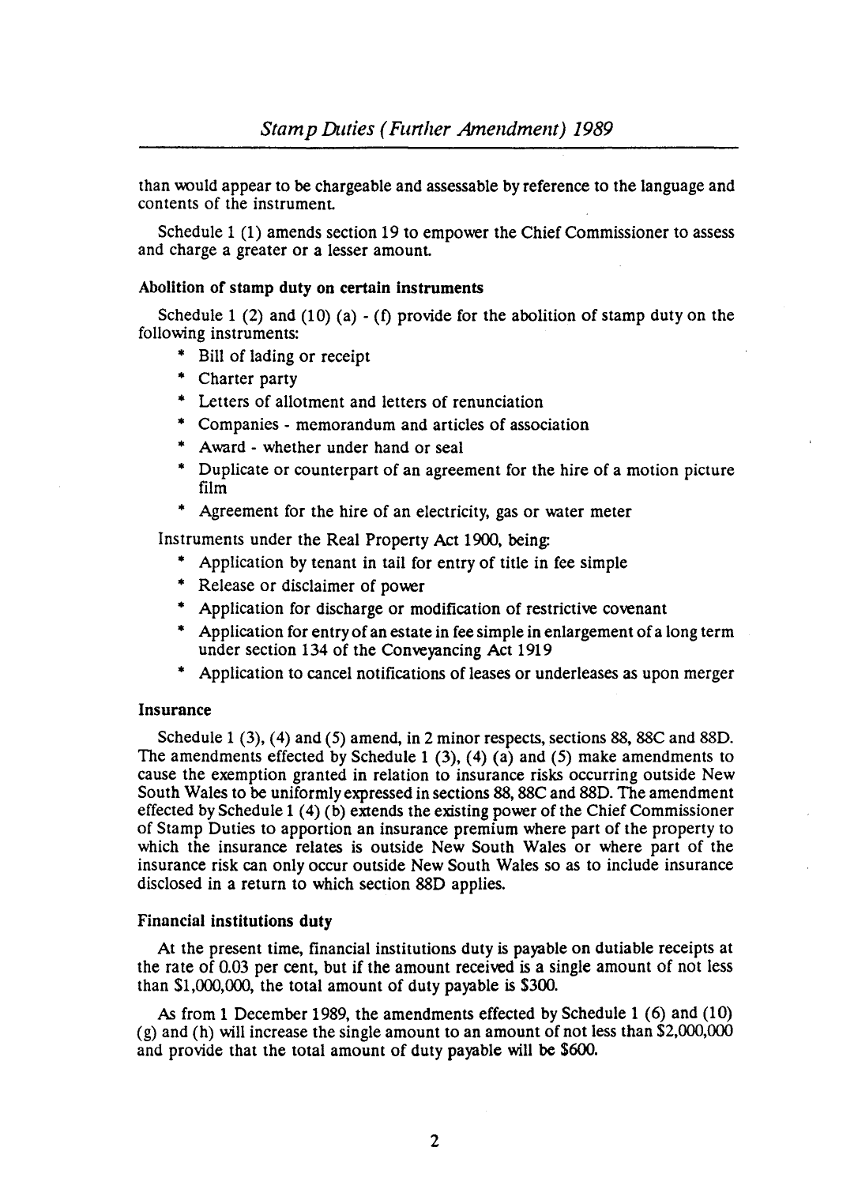than would appear to be chargeable and assessable by reference to the language and contents of the instrument.

Schedule 1 (1) amends section 19 to empower the Chief Commissioner to assess and charge a greater or a lesser amount.

### Abolition of stamp duty on certain instruments

Schedule 1 (2) and (10) (a) - (f) provide for the abolition of stamp duty on the following instruments:

* Bill of lading or receipt
* Charter party
* Letters of allotment and letters of renunciation
* Companies - memorandum and articles of association
* Award - whether under hand or seal
* Duplicate or counterpart of an agreement for the hire of a motion picture film
* Agreement for the hire of an electricity, gas or water meter

Instruments under the Real Property Act 1900, being:

* Application by tenant in tail for entry of title in fee simple
* Release or disclaimer of power
* Application for discharge or modification of restrictive covenant
* Application for entry of an estate in fee simple in enlargement of a long term under section 134 of the Conveyancing Act 1919
* Application to cancel notifications of leases or underleases as upon merger

### Insurance

Schedule 1 (3), (4) and (5) amend, in 2 minor respects, sections 88, 88C and 88D. The amendments effected by Schedule 1 (3), (4) (a) and (5) make amendments to cause the exemption granted in relation to insurance risks occurring outside New South Wales to be uniformly expressed in sections 88, 88C and 88D. The amendment effected by Schedule 1 (4) (b) extends the existing power of the Chief Commissioner of Stamp Duties to apportion an insurance premium where part of the property to which the insurance relates is outside New South Wales or where part of the insurance risk can only occur outside New South Wales so as to include insurance disclosed in a return to which section 88D applies.

### Financial institutions duty

At the present time, financial institutions duty is payable on dutiable receipts at the rate of 0.03 per cent, but if the amount received is a single amount of not less than $1,000,000, the total amount of duty payable is $300.

As from 1 December 1989, the amendments effected by Schedule 1 (6) and (10) (g) and (h) will increase the single amount to an amount of not less than $2,000,000 and provide that the total amount of duty payable will be $600.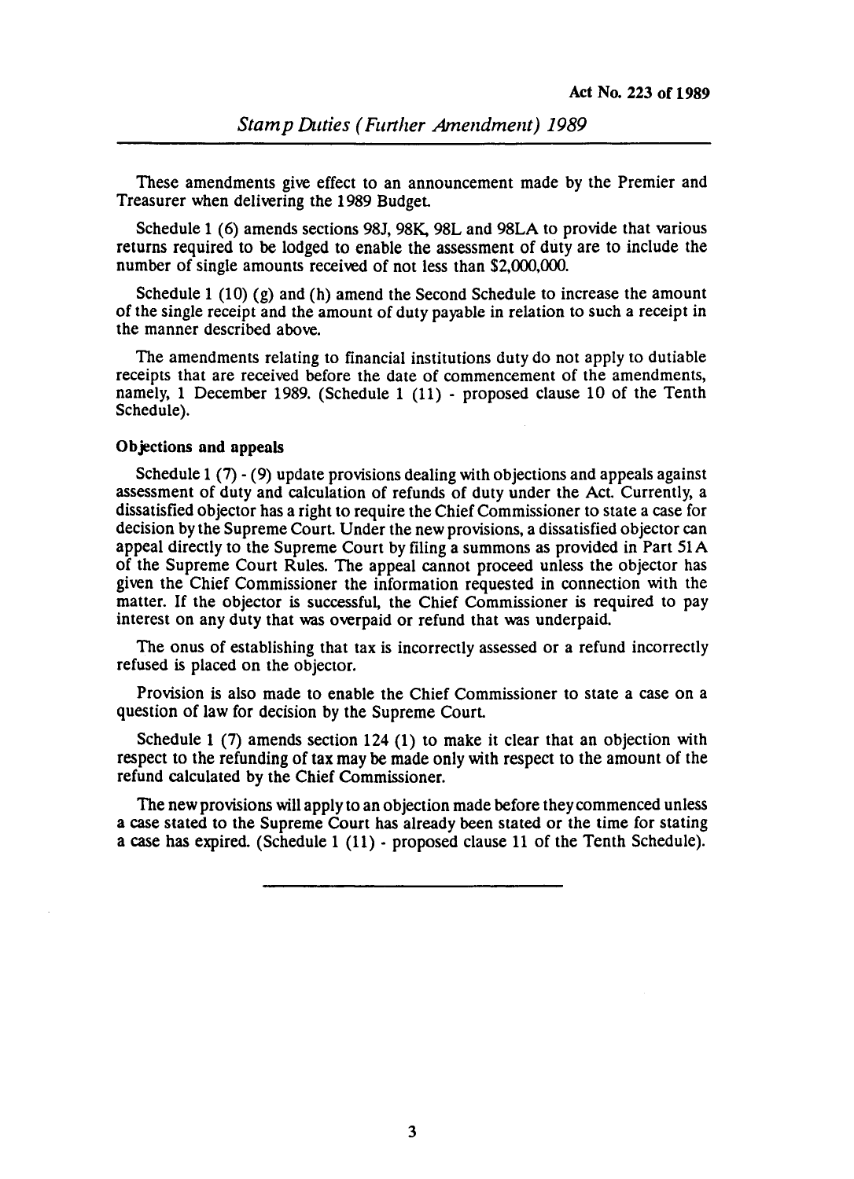These amendments give effect to an announcement made by the Premier and Treasurer when delivering the 1989 Budget.

Schedule 1 (6) amends sections 98J, 98K, 98L and 98LA to provide that various returns required to be lodged to enable the assessment of duty are to include the number of single amounts received of not less than $2,000,000.

Schedule 1 (10) (g) and (h) amend the Second Schedule to increase the amount of the single receipt and the amount of duty payable in relation to such a receipt in the manner described above.

The amendments relating to financial institutions duty do not apply to dutiable receipts that are received before the date of commencement of the amendments, namely, 1 December 1989. (Schedule 1 (11) - proposed clause 10 of the Tenth Schedule).

**Objections and appeals**

Schedule 1 (7) - (9) update provisions dealing with objections and appeals against assessment of duty and calculation of refunds of duty under the Act. Currently, a dissatisfied objector has a right to require the Chief Commissioner to state a case for decision by the Supreme Court. Under the new provisions, a dissatisfied objector can appeal directly to the Supreme Court by filing a summons as provided in Part 51A of the Supreme Court Rules. The appeal cannot proceed unless the objector has given the Chief Commissioner the information requested in connection with the matter. If the objector is successful, the Chief Commissioner is required to pay interest on any duty that was overpaid or refund that was underpaid.

The onus of establishing that tax is incorrectly assessed or a refund incorrectly refused is placed on the objector.

Provision is also made to enable the Chief Commissioner to state a case on a question of law for decision by the Supreme Court.

Schedule 1 (7) amends section 124 (1) to make it clear that an objection with respect to the refunding of tax may be made only with respect to the amount of the refund calculated by the Chief Commissioner.

The new provisions will apply to an objection made before they commenced unless a case stated to the Supreme Court has already been stated or the time for stating a case has expired. (Schedule 1 (11) - proposed clause 11 of the Tenth Schedule).